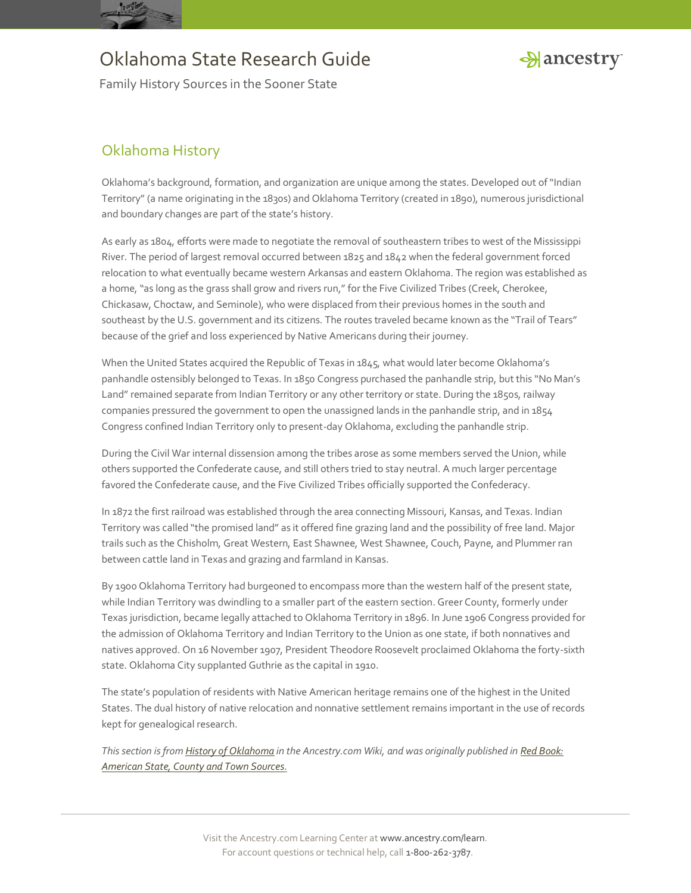# Oklahoma State Research Guide

Family History Sources in the Sooner State

## Oklahoma History

Oklahoma's background, formation, and organization are unique among the states. Developed out of "Indian Territory" (a name originating in the 1830s) and Oklahoma Territory (created in 1890), numerous jurisdictional and boundary changes are part of the state's history.

As early as 1804, efforts were made to negotiate the removal of southeastern tribes to west of the Mississippi River. The period of largest removal occurred between 1825 and 1842 when the federal government forced relocation to what eventually became western Arkansas and eastern Oklahoma. The region was established as a home, "as long as the grass shall grow and rivers run," for the Five Civilized Tribes (Creek, Cherokee, Chickasaw, Choctaw, and Seminole), who were displaced from their previous homes in the south and southeast by the U.S. government and its citizens. The routes traveled became known as the "Trail of Tears" because of the grief and loss experienced by Native Americans during their journey.

When the United States acquired the Republic of Texas in 1845, what would later become Oklahoma's panhandle ostensibly belonged to Texas. In 1850 Congress purchased the panhandle strip, but this "No Man's Land" remained separate from Indian Territory or any other territory or state. During the 1850s, railway companies pressured the government to open the unassigned lands in the panhandle strip, and in 1854 Congress confined Indian Territory only to present-day Oklahoma, excluding the panhandle strip.

During the Civil War internal dissension among the tribes arose as some members served the Union, while others supported the Confederate cause, and still others tried to stay neutral. A much larger percentage favored the Confederate cause, and the Five Civilized Tribes officially supported the Confederacy.

In 1872 the first railroad was established through the area connecting Missouri, Kansas, and Texas. Indian Territory was called "the promised land" as it offered fine grazing land and the possibility of free land. Major trails such as the Chisholm, Great Western, East Shawnee, West Shawnee, Couch, Payne, and Plummer ran between cattle land in Texas and grazing and farmland in Kansas.

By 1900 Oklahoma Territory had burgeoned to encompass more than the western half of the present state, while Indian Territory was dwindling to a smaller part of the eastern section. Greer County, formerly under Texas jurisdiction, became legally attached to Oklahoma Territory in 1896. In June 1906 Congress provided for the admission of Oklahoma Territory and Indian Territory to the Union as one state, if both nonnatives and natives approved. On 16 November 1907, President Theodore Roosevelt proclaimed Oklahoma the forty-sixth state. Oklahoma City supplanted Guthrie as the capital in 1910.

The state's population of residents with Native American heritage remains one of the highest in the United States. The dual history of native relocation and nonnative settlement remains important in the use of records kept for genealogical research.

*This section is from History of Oklahoma in the Ancestry.com Wiki, and was originally published in Red Book: American State, County and Town Sources.*

Visit the Ancestry.com Learning Center at www.ancestry.com/learn.
For account questions or technical help, call 1-800-262-3787.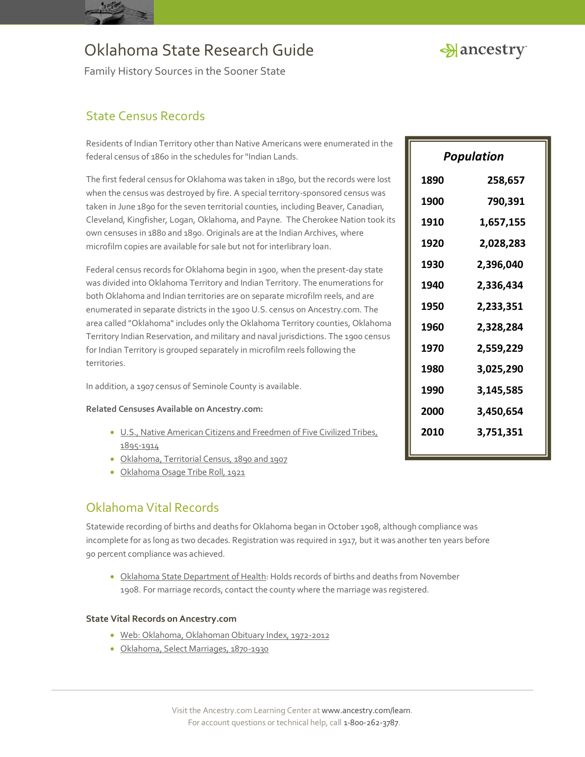# Oklahoma State Research Guide

Family History Sources in the Sooner State

## State Census Records

Residents of Indian Territory other than Native Americans were enumerated in the federal census of 1860 in the schedules for "Indian Lands.

The first federal census for Oklahoma was taken in 1890, but the records were lost when the census was destroyed by fire. A special territory-sponsored census was taken in June 1890 for the seven territorial counties, including Beaver, Canadian, Cleveland, Kingfisher, Logan, Oklahoma, and Payne. The Cherokee Nation took its own censuses in 1880 and 1890. Originals are at the Indian Archives, where microfilm copies are available for sale but not for interlibrary loan.

Federal census records for Oklahoma begin in 1900, when the present-day state was divided into Oklahoma Territory and Indian Territory. The enumerations for both Oklahoma and Indian territories are on separate microfilm reels, and are enumerated in separate districts in the 1900 U.S. census on Ancestry.com. The area called "Oklahoma" includes only the Oklahoma Territory counties, Oklahoma Territory Indian Reservation, and military and naval jurisdictions. The 1900 census for Indian Territory is grouped separately in microfilm reels following the territories.

In addition, a 1907 census of Seminole County is available.

**Related Censuses Available on Ancestry.com:**

- U.S., Native American Citizens and Freedmen of Five Civilized Tribes, 1895-1914
- Oklahoma, Territorial Census, 1890 and 1907
- Oklahoma Osage Tribe Roll, 1921

| *Population* | |
|---|---|
| 1890 | 258,657 |
| 1900 | 790,391 |
| 1910 | 1,657,155 |
| 1920 | 2,028,283 |
| 1930 | 2,396,040 |
| 1940 | 2,336,434 |
| 1950 | 2,233,351 |
| 1960 | 2,328,284 |
| 1970 | 2,559,229 |
| 1980 | 3,025,290 |
| 1990 | 3,145,585 |
| 2000 | 3,450,654 |
| 2010 | 3,751,351 |

## Oklahoma Vital Records

Statewide recording of births and deaths for Oklahoma began in October 1908, although compliance was incomplete for as long as two decades. Registration was required in 1917, but it was another ten years before 90 percent compliance was achieved.

- Oklahoma State Department of Health: Holds records of births and deaths from November 1908. For marriage records, contact the county where the marriage was registered.

**State Vital Records on Ancestry.com**

- Web: Oklahoma, Oklahoman Obituary Index, 1972-2012
- Oklahoma, Select Marriages, 1870-1930

Visit the Ancestry.com Learning Center at www.ancestry.com/learn.
For account questions or technical help, call 1-800-262-3787.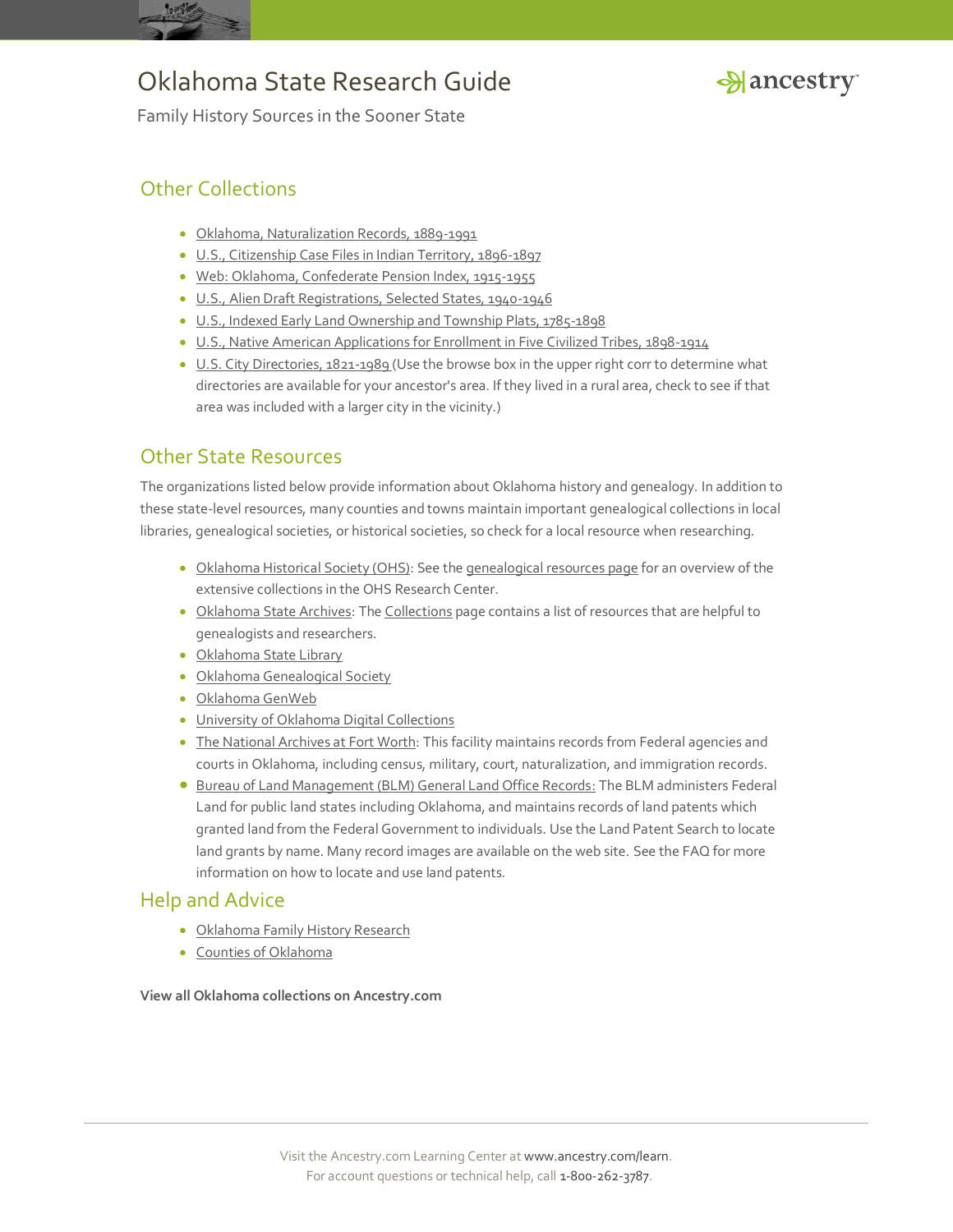## Other Collections

- Oklahoma, Naturalization Records, 1889-1991
- U.S., Citizenship Case Files in Indian Territory, 1896-1897
- Web: Oklahoma, Confederate Pension Index, 1915-1955
- U.S., Alien Draft Registrations, Selected States, 1940-1946
- U.S., Indexed Early Land Ownership and Township Plats, 1785-1898
- U.S., Native American Applications for Enrollment in Five Civilized Tribes, 1898-1914
- U.S. City Directories, 1821-1989 (Use the browse box in the upper right corr to determine what directories are available for your ancestor's area. If they lived in a rural area, check to see if that area was included with a larger city in the vicinity.)

## Other State Resources

The organizations listed below provide information about Oklahoma history and genealogy. In addition to these state-level resources, many counties and towns maintain important genealogical collections in local libraries, genealogical societies, or historical societies, so check for a local resource when researching.

- Oklahoma Historical Society (OHS): See the genealogical resources page for an overview of the extensive collections in the OHS Research Center.
- Oklahoma State Archives: The Collections page contains a list of resources that are helpful to genealogists and researchers.
- Oklahoma State Library
- Oklahoma Genealogical Society
- Oklahoma GenWeb
- University of Oklahoma Digital Collections
- The National Archives at Fort Worth: This facility maintains records from Federal agencies and courts in Oklahoma, including census, military, court, naturalization, and immigration records.
- Bureau of Land Management (BLM) General Land Office Records: The BLM administers Federal Land for public land states including Oklahoma, and maintains records of land patents which granted land from the Federal Government to individuals. Use the Land Patent Search to locate land grants by name. Many record images are available on the web site. See the FAQ for more information on how to locate and use land patents.

## Help and Advice

- Oklahoma Family History Research
- Counties of Oklahoma

**View all Oklahoma collections on Ancestry.com**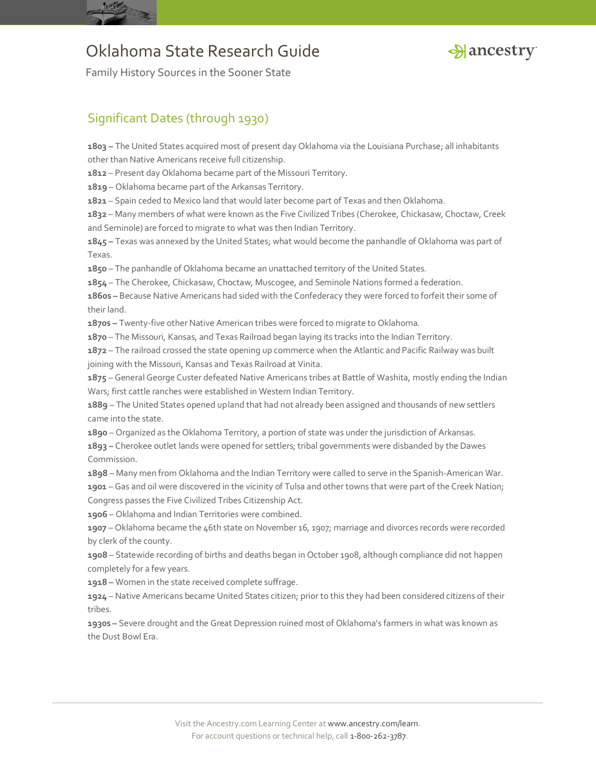Oklahoma State Research Guide

Family History Sources in the Sooner State

## Significant Dates (through 1930)

**1803 –** The United States acquired most of present day Oklahoma via the Louisiana Purchase; all inhabitants other than Native Americans receive full citizenship.
**1812** – Present day Oklahoma became part of the Missouri Territory.
**1819** – Oklahoma became part of the Arkansas Territory.
**1821** – Spain ceded to Mexico land that would later become part of Texas and then Oklahoma.
**1832** – Many members of what were known as the Five Civilized Tribes (Cherokee, Chickasaw, Choctaw, Creek and Seminole) are forced to migrate to what was then Indian Territory.
**1845 –** Texas was annexed by the United States; what would become the panhandle of Oklahoma was part of Texas.
**1850** – The panhandle of Oklahoma became an unattached territory of the United States.
**1854** – The Cherokee, Chickasaw, Choctaw, Muscogee, and Seminole Nations formed a federation.
**1860s –** Because Native Americans had sided with the Confederacy they were forced to forfeit their some of their land.
**1870s –** Twenty-five other Native American tribes were forced to migrate to Oklahoma.
**1870** – The Missouri, Kansas, and Texas Railroad began laying its tracks into the Indian Territory.
**1872** – The railroad crossed the state opening up commerce when the Atlantic and Pacific Railway was built joining with the Missouri, Kansas and Texas Railroad at Vinita.
**1875** – General George Custer defeated Native Americans tribes at Battle of Washita, mostly ending the Indian Wars; first cattle ranches were established in Western Indian Territory.
**1889** – The United States opened up land that had not already been assigned and thousands of new settlers came into the state.
**1890** – Organized as the Oklahoma Territory, a portion of state was under the jurisdiction of Arkansas.
**1893 –** Cherokee outlet lands were opened for settlers; tribal governments were disbanded by the Dawes Commission.
**1898** – Many men from Oklahoma and the Indian Territory were called to serve in the Spanish-American War.
**1901** – Gas and oil were discovered in the vicinity of Tulsa and other towns that were part of the Creek Nation; Congress passes the Five Civilized Tribes Citizenship Act.
**1906** – Oklahoma and Indian Territories were combined.
**1907** – Oklahoma became the 46th state on November 16, 1907; marriage and divorces records were recorded by clerk of the county.
**1908** – Statewide recording of births and deaths began in October 1908, although compliance did not happen completely for a few years.
**1918 –** Women in the state received complete suffrage.
**1924** – Native Americans became United States citizen; prior to this they had been considered citizens of their tribes.
**1930s –** Severe drought and the Great Depression ruined most of Oklahoma's farmers in what was known as the Dust Bowl Era.

Visit the Ancestry.com Learning Center at www.ancestry.com/learn.
For account questions or technical help, call 1-800-262-3787.